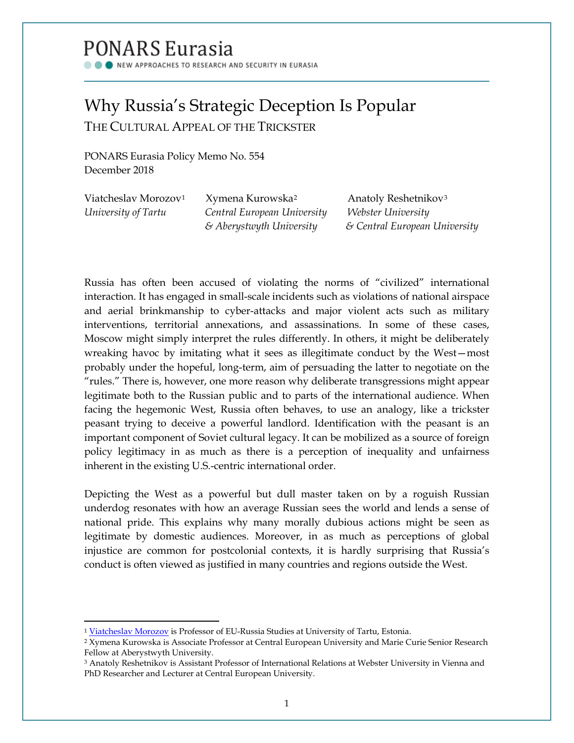PONARS Eurasia

NEW APPROACHES TO RESEARCH AND SECURITY IN EURASIA

# Why Russia's Strategic Deception Is Popular

## THE CULTURAL APPEAL OF THE TRICKSTER

PONARS Eurasia Policy Memo No. 554
December 2018

Viatcheslav Morozov[1]
*University of Tartu*

Xymena Kurowska[2]
*Central European University & Aberystwyth University*

Anatoly Reshetnikov[3]
*Webster University & Central European University*

Russia has often been accused of violating the norms of "civilized" international interaction. It has engaged in small-scale incidents such as violations of national airspace and aerial brinkmanship to cyber-attacks and major violent acts such as military interventions, territorial annexations, and assassinations. In some of these cases, Moscow might simply interpret the rules differently. In others, it might be deliberately wreaking havoc by imitating what it sees as illegitimate conduct by the West—most probably under the hopeful, long-term, aim of persuading the latter to negotiate on the "rules." There is, however, one more reason why deliberate transgressions might appear legitimate both to the Russian public and to parts of the international audience. When facing the hegemonic West, Russia often behaves, to use an analogy, like a trickster peasant trying to deceive a powerful landlord. Identification with the peasant is an important component of Soviet cultural legacy. It can be mobilized as a source of foreign policy legitimacy in as much as there is a perception of inequality and unfairness inherent in the existing U.S.-centric international order.

Depicting the West as a powerful but dull master taken on by a roguish Russian underdog resonates with how an average Russian sees the world and lends a sense of national pride. This explains why many morally dubious actions might be seen as legitimate by domestic audiences. Moreover, in as much as perceptions of global injustice are common for postcolonial contexts, it is hardly surprising that Russia's conduct is often viewed as justified in many countries and regions outside the West.

---

[1] Viatcheslav Morozov is Professor of EU-Russia Studies at University of Tartu, Estonia.
[2] Xymena Kurowska is Associate Professor at Central European University and Marie Curie Senior Research Fellow at Aberystwyth University.
[3] Anatoly Reshetnikov is Assistant Professor of International Relations at Webster University in Vienna and PhD Researcher and Lecturer at Central European University.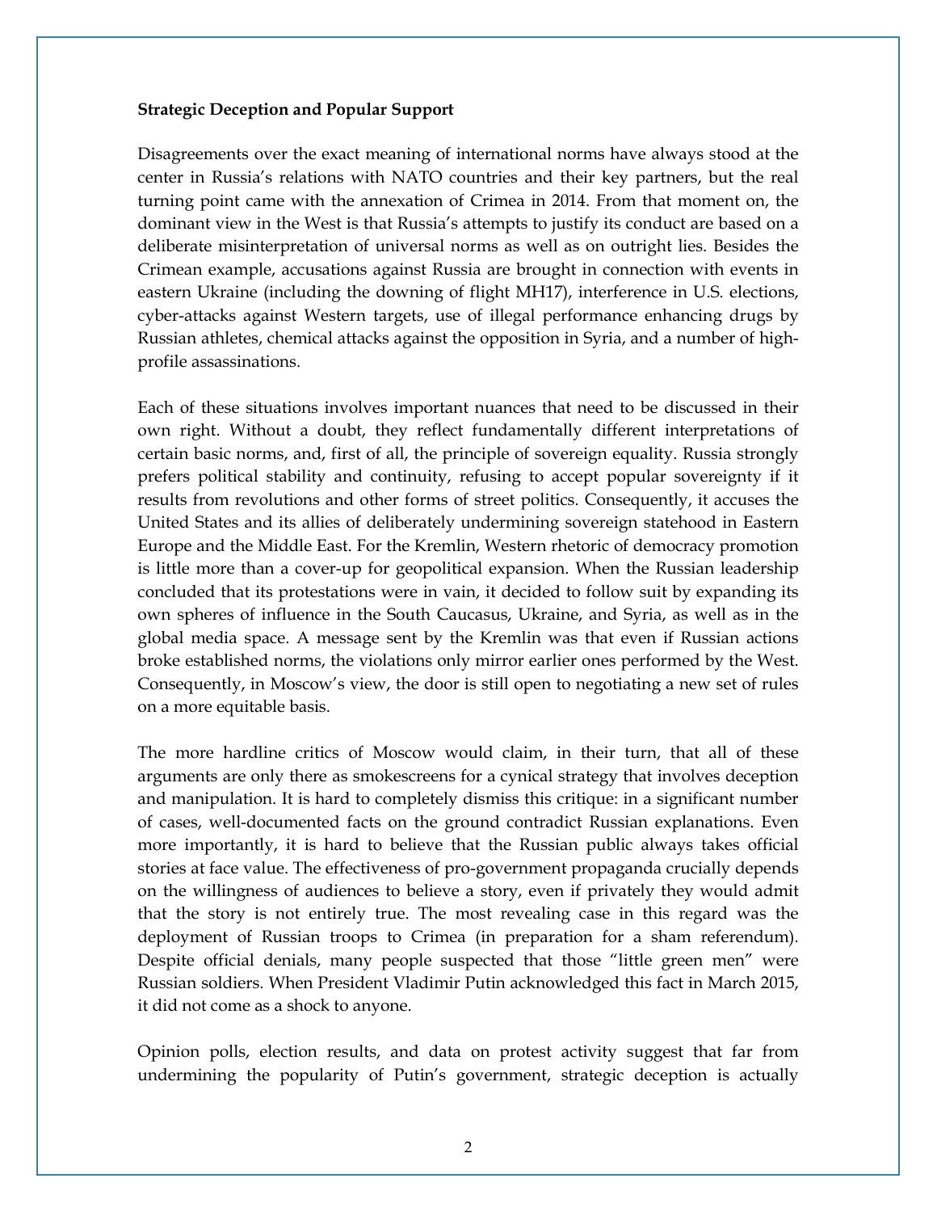**Strategic Deception and Popular Support**

Disagreements over the exact meaning of international norms have always stood at the center in Russia's relations with NATO countries and their key partners, but the real turning point came with the annexation of Crimea in 2014. From that moment on, the dominant view in the West is that Russia's attempts to justify its conduct are based on a deliberate misinterpretation of universal norms as well as on outright lies. Besides the Crimean example, accusations against Russia are brought in connection with events in eastern Ukraine (including the downing of flight MH17), interference in U.S. elections, cyber-attacks against Western targets, use of illegal performance enhancing drugs by Russian athletes, chemical attacks against the opposition in Syria, and a number of high-profile assassinations.

Each of these situations involves important nuances that need to be discussed in their own right. Without a doubt, they reflect fundamentally different interpretations of certain basic norms, and, first of all, the principle of sovereign equality. Russia strongly prefers political stability and continuity, refusing to accept popular sovereignty if it results from revolutions and other forms of street politics. Consequently, it accuses the United States and its allies of deliberately undermining sovereign statehood in Eastern Europe and the Middle East. For the Kremlin, Western rhetoric of democracy promotion is little more than a cover-up for geopolitical expansion. When the Russian leadership concluded that its protestations were in vain, it decided to follow suit by expanding its own spheres of influence in the South Caucasus, Ukraine, and Syria, as well as in the global media space. A message sent by the Kremlin was that even if Russian actions broke established norms, the violations only mirror earlier ones performed by the West. Consequently, in Moscow's view, the door is still open to negotiating a new set of rules on a more equitable basis.

The more hardline critics of Moscow would claim, in their turn, that all of these arguments are only there as smokescreens for a cynical strategy that involves deception and manipulation. It is hard to completely dismiss this critique: in a significant number of cases, well-documented facts on the ground contradict Russian explanations. Even more importantly, it is hard to believe that the Russian public always takes official stories at face value. The effectiveness of pro-government propaganda crucially depends on the willingness of audiences to believe a story, even if privately they would admit that the story is not entirely true. The most revealing case in this regard was the deployment of Russian troops to Crimea (in preparation for a sham referendum). Despite official denials, many people suspected that those "little green men" were Russian soldiers. When President Vladimir Putin acknowledged this fact in March 2015, it did not come as a shock to anyone.

Opinion polls, election results, and data on protest activity suggest that far from undermining the popularity of Putin's government, strategic deception is actually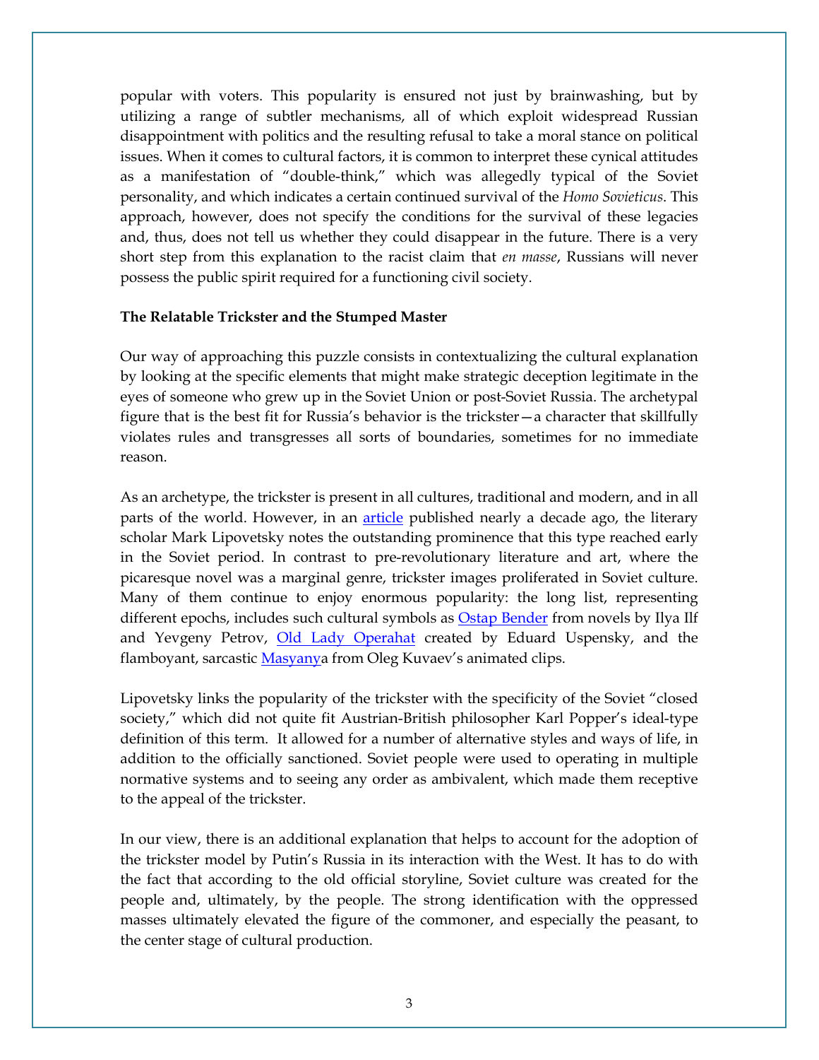popular with voters. This popularity is ensured not just by brainwashing, but by utilizing a range of subtler mechanisms, all of which exploit widespread Russian disappointment with politics and the resulting refusal to take a moral stance on political issues. When it comes to cultural factors, it is common to interpret these cynical attitudes as a manifestation of "double-think," which was allegedly typical of the Soviet personality, and which indicates a certain continued survival of the *Homo Sovieticus*. This approach, however, does not specify the conditions for the survival of these legacies and, thus, does not tell us whether they could disappear in the future. There is a very short step from this explanation to the racist claim that *en masse*, Russians will never possess the public spirit required for a functioning civil society.

**The Relatable Trickster and the Stumped Master**

Our way of approaching this puzzle consists in contextualizing the cultural explanation by looking at the specific elements that might make strategic deception legitimate in the eyes of someone who grew up in the Soviet Union or post-Soviet Russia. The archetypal figure that is the best fit for Russia's behavior is the trickster—a character that skillfully violates rules and transgresses all sorts of boundaries, sometimes for no immediate reason.

As an archetype, the trickster is present in all cultures, traditional and modern, and in all parts of the world. However, in an article published nearly a decade ago, the literary scholar Mark Lipovetsky notes the outstanding prominence that this type reached early in the Soviet period. In contrast to pre-revolutionary literature and art, where the picaresque novel was a marginal genre, trickster images proliferated in Soviet culture. Many of them continue to enjoy enormous popularity: the long list, representing different epochs, includes such cultural symbols as Ostap Bender from novels by Ilya Ilf and Yevgeny Petrov, Old Lady Operahat created by Eduard Uspensky, and the flamboyant, sarcastic Masyanya from Oleg Kuvaev's animated clips.

Lipovetsky links the popularity of the trickster with the specificity of the Soviet "closed society," which did not quite fit Austrian-British philosopher Karl Popper's ideal-type definition of this term. It allowed for a number of alternative styles and ways of life, in addition to the officially sanctioned. Soviet people were used to operating in multiple normative systems and to seeing any order as ambivalent, which made them receptive to the appeal of the trickster.

In our view, there is an additional explanation that helps to account for the adoption of the trickster model by Putin's Russia in its interaction with the West. It has to do with the fact that according to the old official storyline, Soviet culture was created for the people and, ultimately, by the people. The strong identification with the oppressed masses ultimately elevated the figure of the commoner, and especially the peasant, to the center stage of cultural production.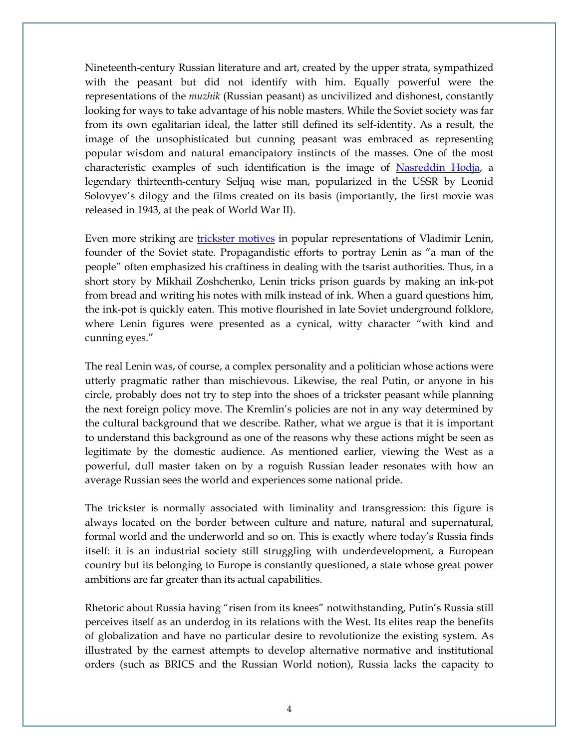Nineteenth-century Russian literature and art, created by the upper strata, sympathized with the peasant but did not identify with him. Equally powerful were the representations of the *muzhik* (Russian peasant) as uncivilized and dishonest, constantly looking for ways to take advantage of his noble masters. While the Soviet society was far from its own egalitarian ideal, the latter still defined its self-identity. As a result, the image of the unsophisticated but cunning peasant was embraced as representing popular wisdom and natural emancipatory instincts of the masses. One of the most characteristic examples of such identification is the image of [Nasreddin Hodja](), a legendary thirteenth-century Seljuq wise man, popularized in the USSR by Leonid Solovyev's dilogy and the films created on its basis (importantly, the first movie was released in 1943, at the peak of World War II).

Even more striking are [trickster motives]() in popular representations of Vladimir Lenin, founder of the Soviet state. Propagandistic efforts to portray Lenin as "a man of the people" often emphasized his craftiness in dealing with the tsarist authorities. Thus, in a short story by Mikhail Zoshchenko, Lenin tricks prison guards by making an ink-pot from bread and writing his notes with milk instead of ink. When a guard questions him, the ink-pot is quickly eaten. This motive flourished in late Soviet underground folklore, where Lenin figures were presented as a cynical, witty character "with kind and cunning eyes."

The real Lenin was, of course, a complex personality and a politician whose actions were utterly pragmatic rather than mischievous. Likewise, the real Putin, or anyone in his circle, probably does not try to step into the shoes of a trickster peasant while planning the next foreign policy move. The Kremlin's policies are not in any way determined by the cultural background that we describe. Rather, what we argue is that it is important to understand this background as one of the reasons why these actions might be seen as legitimate by the domestic audience. As mentioned earlier, viewing the West as a powerful, dull master taken on by a roguish Russian leader resonates with how an average Russian sees the world and experiences some national pride.

The trickster is normally associated with liminality and transgression: this figure is always located on the border between culture and nature, natural and supernatural, formal world and the underworld and so on. This is exactly where today's Russia finds itself: it is an industrial society still struggling with underdevelopment, a European country but its belonging to Europe is constantly questioned, a state whose great power ambitions are far greater than its actual capabilities.

Rhetoric about Russia having "risen from its knees" notwithstanding, Putin's Russia still perceives itself as an underdog in its relations with the West. Its elites reap the benefits of globalization and have no particular desire to revolutionize the existing system. As illustrated by the earnest attempts to develop alternative normative and institutional orders (such as BRICS and the Russian World notion), Russia lacks the capacity to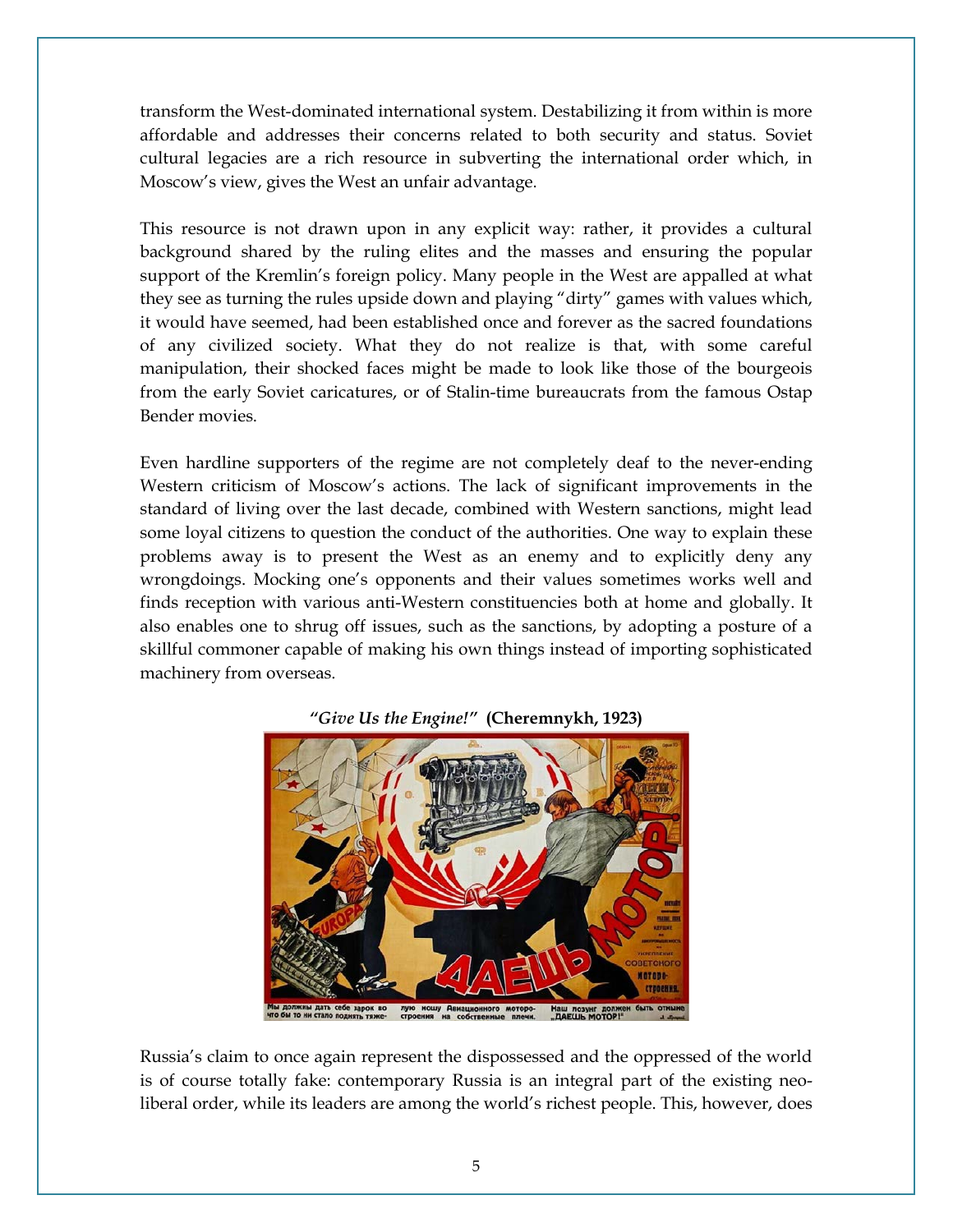transform the West-dominated international system. Destabilizing it from within is more affordable and addresses their concerns related to both security and status. Soviet cultural legacies are a rich resource in subverting the international order which, in Moscow's view, gives the West an unfair advantage.

This resource is not drawn upon in any explicit way: rather, it provides a cultural background shared by the ruling elites and the masses and ensuring the popular support of the Kremlin's foreign policy. Many people in the West are appalled at what they see as turning the rules upside down and playing "dirty" games with values which, it would have seemed, had been established once and forever as the sacred foundations of any civilized society. What they do not realize is that, with some careful manipulation, their shocked faces might be made to look like those of the bourgeois from the early Soviet caricatures, or of Stalin-time bureaucrats from the famous Ostap Bender movies.

Even hardline supporters of the regime are not completely deaf to the never-ending Western criticism of Moscow's actions. The lack of significant improvements in the standard of living over the last decade, combined with Western sanctions, might lead some loyal citizens to question the conduct of the authorities. One way to explain these problems away is to present the West as an enemy and to explicitly deny any wrongdoings. Mocking one's opponents and their values sometimes works well and finds reception with various anti-Western constituencies both at home and globally. It also enables one to shrug off issues, such as the sanctions, by adopting a posture of a skillful commoner capable of making his own things instead of importing sophisticated machinery from overseas.

"*Give Us the Engine!*" **(Cheremnykh, 1923)**

Russia's claim to once again represent the dispossessed and the oppressed of the world is of course totally fake: contemporary Russia is an integral part of the existing neo-liberal order, while its leaders are among the world's richest people. This, however, does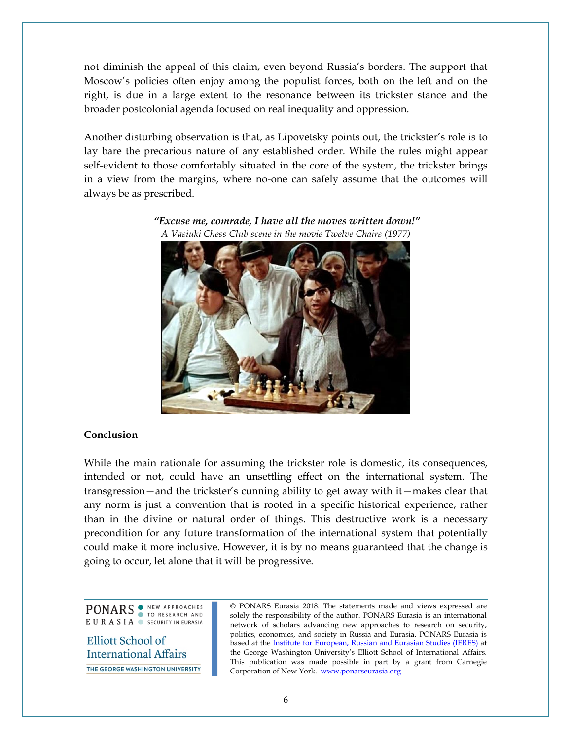not diminish the appeal of this claim, even beyond Russia's borders. The support that Moscow's policies often enjoy among the populist forces, both on the left and on the right, is due in a large extent to the resonance between its trickster stance and the broader postcolonial agenda focused on real inequality and oppression.

Another disturbing observation is that, as Lipovetsky points out, the trickster's role is to lay bare the precarious nature of any established order. While the rules might appear self-evident to those comfortably situated in the core of the system, the trickster brings in a view from the margins, where no-one can safely assume that the outcomes will always be as prescribed.

***"Excuse me, comrade, I have all the moves written down!"***
*A Vasiuki Chess Club scene in the movie Twelve Chairs (1977)*

**Conclusion**

While the main rationale for assuming the trickster role is domestic, its consequences, intended or not, could have an unsettling effect on the international system. The transgression—and the trickster's cunning ability to get away with it—makes clear that any norm is just a convention that is rooted in a specific historical experience, rather than in the divine or natural order of things. This destructive work is a necessary precondition for any future transformation of the international system that potentially could make it more inclusive. However, it is by no means guaranteed that the change is going to occur, let alone that it will be progressive.

PONARS EURASIA — NEW APPROACHES TO RESEARCH AND SECURITY IN EURASIA

Elliott School of International Affairs
THE GEORGE WASHINGTON UNIVERSITY

© PONARS Eurasia 2018. The statements made and views expressed are solely the responsibility of the author. PONARS Eurasia is an international network of scholars advancing new approaches to research on security, politics, economics, and society in Russia and Eurasia. PONARS Eurasia is based at the Institute for European, Russian and Eurasian Studies (IERES) at the George Washington University's Elliott School of International Affairs. This publication was made possible in part by a grant from Carnegie Corporation of New York. www.ponarseurasia.org